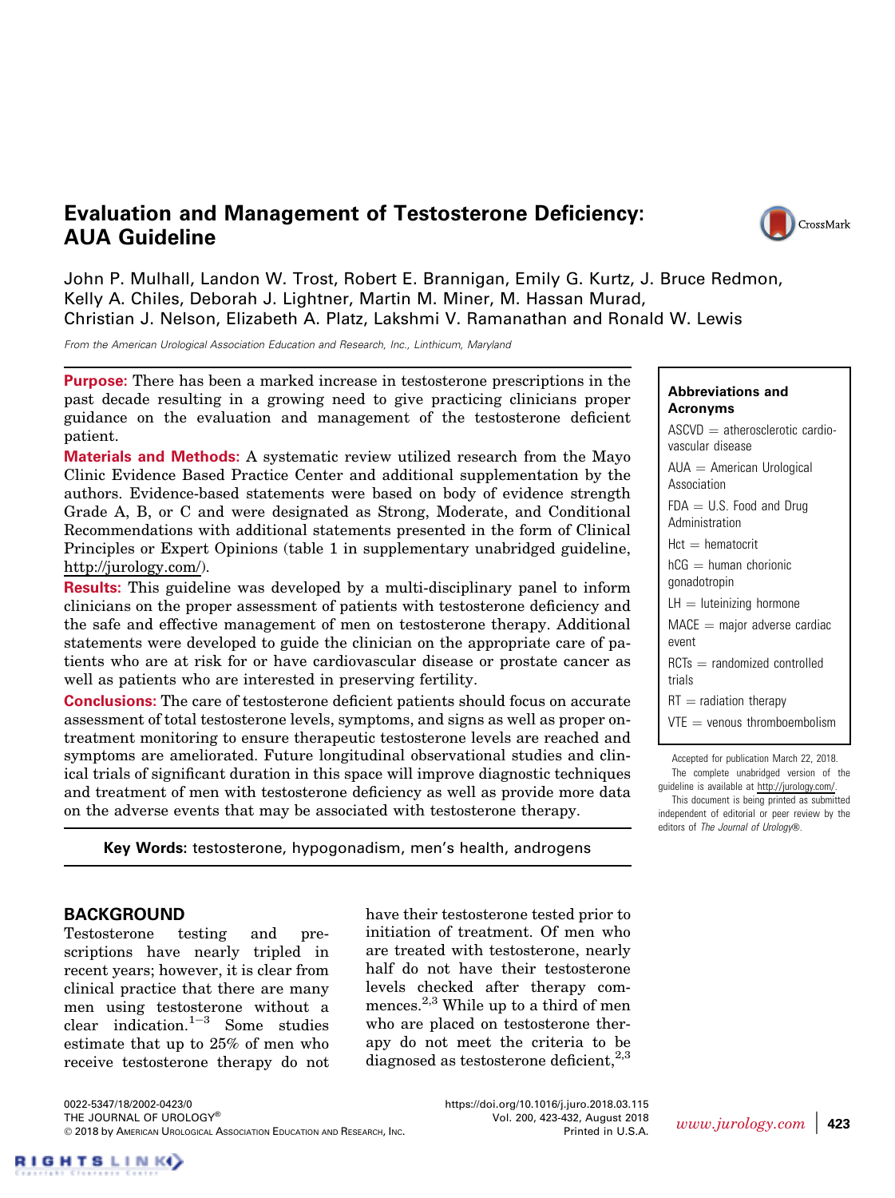# Evaluation and Management of Testosterone Deficiency: AUA Guideline

John P. Mulhall, Landon W. Trost, Robert E. Brannigan, Emily G. Kurtz, J. Bruce Redmon, Kelly A. Chiles, Deborah J. Lightner, Martin M. Miner, M. Hassan Murad, Christian J. Nelson, Elizabeth A. Platz, Lakshmi V. Ramanathan and Ronald W. Lewis

*From the American Urological Association Education and Research, Inc., Linthicum, Maryland*

**Purpose:** There has been a marked increase in testosterone prescriptions in the past decade resulting in a growing need to give practicing clinicians proper guidance on the evaluation and management of the testosterone deficient patient.

**Materials and Methods:** A systematic review utilized research from the Mayo Clinic Evidence Based Practice Center and additional supplementation by the authors. Evidence-based statements were based on body of evidence strength Grade A, B, or C and were designated as Strong, Moderate, and Conditional Recommendations with additional statements presented in the form of Clinical Principles or Expert Opinions (table 1 in supplementary unabridged guideline, http://jurology.com/).

**Results:** This guideline was developed by a multi-disciplinary panel to inform clinicians on the proper assessment of patients with testosterone deficiency and the safe and effective management of men on testosterone therapy. Additional statements were developed to guide the clinician on the appropriate care of patients who are at risk for or have cardiovascular disease or prostate cancer as well as patients who are interested in preserving fertility.

**Conclusions:** The care of testosterone deficient patients should focus on accurate assessment of total testosterone levels, symptoms, and signs as well as proper on-treatment monitoring to ensure therapeutic testosterone levels are reached and symptoms are ameliorated. Future longitudinal observational studies and clinical trials of significant duration in this space will improve diagnostic techniques and treatment of men with testosterone deficiency as well as provide more data on the adverse events that may be associated with testosterone therapy.

**Key Words:** testosterone, hypogonadism, men's health, androgens

**Abbreviations and Acronyms**

ASCVD = atherosclerotic cardiovascular disease

AUA = American Urological Association

FDA = U.S. Food and Drug Administration

Hct = hematocrit

hCG = human chorionic gonadotropin

LH = luteinizing hormone

MACE = major adverse cardiac event

RCTs = randomized controlled trials

RT = radiation therapy

VTE = venous thromboembolism

Accepted for publication March 22, 2018.

The complete unabridged version of the guideline is available at http://jurology.com/.

This document is being printed as submitted independent of editorial or peer review by the editors of *The Journal of Urology*®.

## BACKGROUND

Testosterone testing and prescriptions have nearly tripled in recent years; however, it is clear from clinical practice that there are many men using testosterone without a clear indication.[1–3] Some studies estimate that up to 25% of men who receive testosterone therapy do not have their testosterone tested prior to initiation of treatment. Of men who are treated with testosterone, nearly half do not have their testosterone levels checked after therapy commences.[2,3] While up to a third of men who are placed on testosterone therapy do not meet the criteria to be diagnosed as testosterone deficient,[2,3]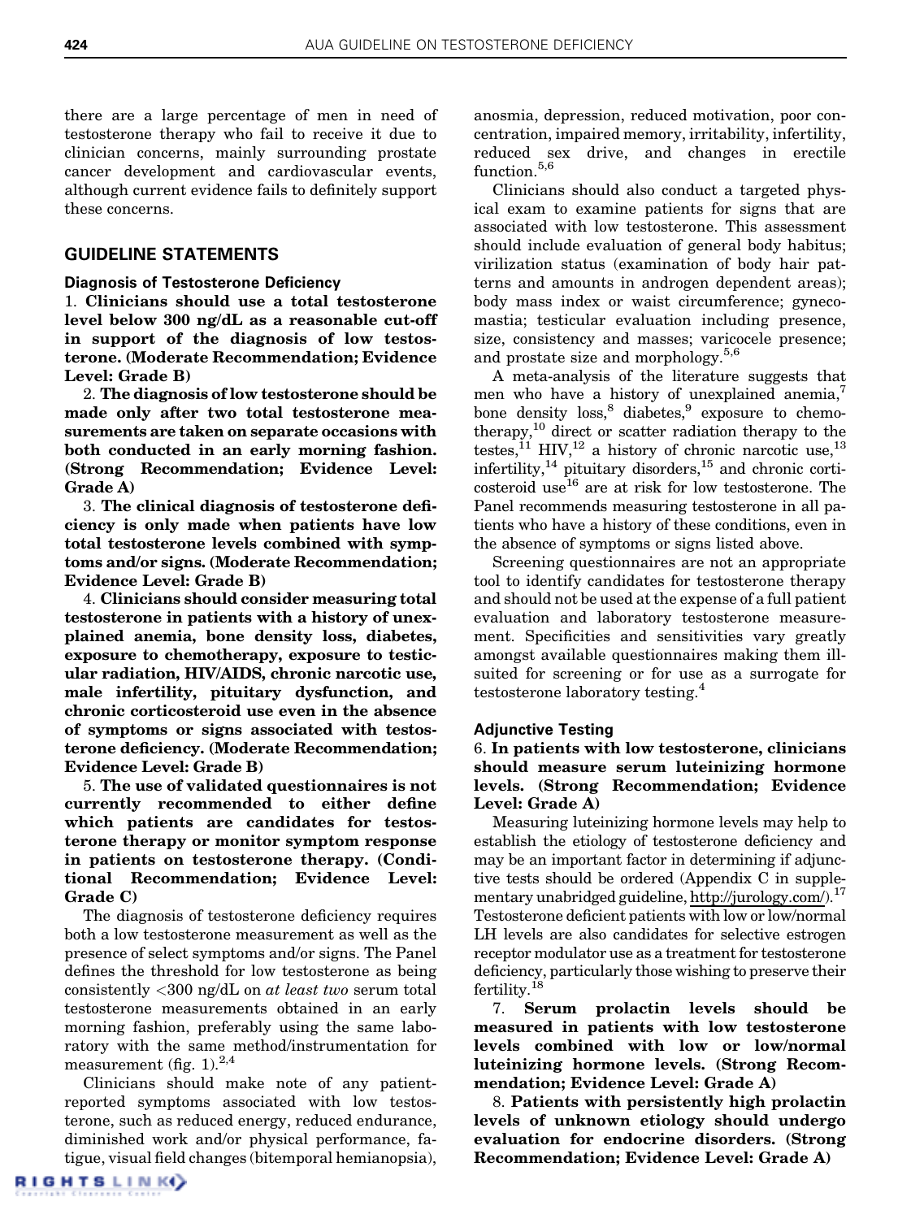there are a large percentage of men in need of testosterone therapy who fail to receive it due to clinician concerns, mainly surrounding prostate cancer development and cardiovascular events, although current evidence fails to definitely support these concerns.

## GUIDELINE STATEMENTS

### Diagnosis of Testosterone Deficiency

1. **Clinicians should use a total testosterone level below 300 ng/dL as a reasonable cut-off in support of the diagnosis of low testosterone. (Moderate Recommendation; Evidence Level: Grade B)**

2. **The diagnosis of low testosterone should be made only after two total testosterone measurements are taken on separate occasions with both conducted in an early morning fashion. (Strong Recommendation; Evidence Level: Grade A)**

3. **The clinical diagnosis of testosterone deficiency is only made when patients have low total testosterone levels combined with symptoms and/or signs. (Moderate Recommendation; Evidence Level: Grade B)**

4. **Clinicians should consider measuring total testosterone in patients with a history of unexplained anemia, bone density loss, diabetes, exposure to chemotherapy, exposure to testicular radiation, HIV/AIDS, chronic narcotic use, male infertility, pituitary dysfunction, and chronic corticosteroid use even in the absence of symptoms or signs associated with testosterone deficiency. (Moderate Recommendation; Evidence Level: Grade B)**

5. **The use of validated questionnaires is not currently recommended to either define which patients are candidates for testosterone therapy or monitor symptom response in patients on testosterone therapy. (Conditional Recommendation; Evidence Level: Grade C)**

The diagnosis of testosterone deficiency requires both a low testosterone measurement as well as the presence of select symptoms and/or signs. The Panel defines the threshold for low testosterone as being consistently <300 ng/dL on *at least two* serum total testosterone measurements obtained in an early morning fashion, preferably using the same laboratory with the same method/instrumentation for measurement (fig. 1).[2,4]

Clinicians should make note of any patient-reported symptoms associated with low testosterone, such as reduced energy, reduced endurance, diminished work and/or physical performance, fatigue, visual field changes (bitemporal hemianopsia), anosmia, depression, reduced motivation, poor concentration, impaired memory, irritability, infertility, reduced sex drive, and changes in erectile function.[5,6]

Clinicians should also conduct a targeted physical exam to examine patients for signs that are associated with low testosterone. This assessment should include evaluation of general body habitus; virilization status (examination of body hair patterns and amounts in androgen dependent areas); body mass index or waist circumference; gynecomastia; testicular evaluation including presence, size, consistency and masses; varicocele presence; and prostate size and morphology.[5,6]

A meta-analysis of the literature suggests that men who have a history of unexplained anemia,[7] bone density loss,[8] diabetes,[9] exposure to chemotherapy,[10] direct or scatter radiation therapy to the testes,[11] HIV,[12] a history of chronic narcotic use,[13] infertility,[14] pituitary disorders,[15] and chronic corticosteroid use[16] are at risk for low testosterone. The Panel recommends measuring testosterone in all patients who have a history of these conditions, even in the absence of symptoms or signs listed above.

Screening questionnaires are not an appropriate tool to identify candidates for testosterone therapy and should not be used at the expense of a full patient evaluation and laboratory testosterone measurement. Specificities and sensitivities vary greatly amongst available questionnaires making them ill-suited for screening or for use as a surrogate for testosterone laboratory testing.[4]

### Adjunctive Testing

6. **In patients with low testosterone, clinicians should measure serum luteinizing hormone levels. (Strong Recommendation; Evidence Level: Grade A)**

Measuring luteinizing hormone levels may help to establish the etiology of testosterone deficiency and may be an important factor in determining if adjunctive tests should be ordered (Appendix C in supplementary unabridged guideline, http://jurology.com/).[17] Testosterone deficient patients with low or low/normal LH levels are also candidates for selective estrogen receptor modulator use as a treatment for testosterone deficiency, particularly those wishing to preserve their fertility.[18]

7. **Serum prolactin levels should be measured in patients with low testosterone levels combined with low or low/normal luteinizing hormone levels. (Strong Recommendation; Evidence Level: Grade A)**

8. **Patients with persistently high prolactin levels of unknown etiology should undergo evaluation for endocrine disorders. (Strong Recommendation; Evidence Level: Grade A)**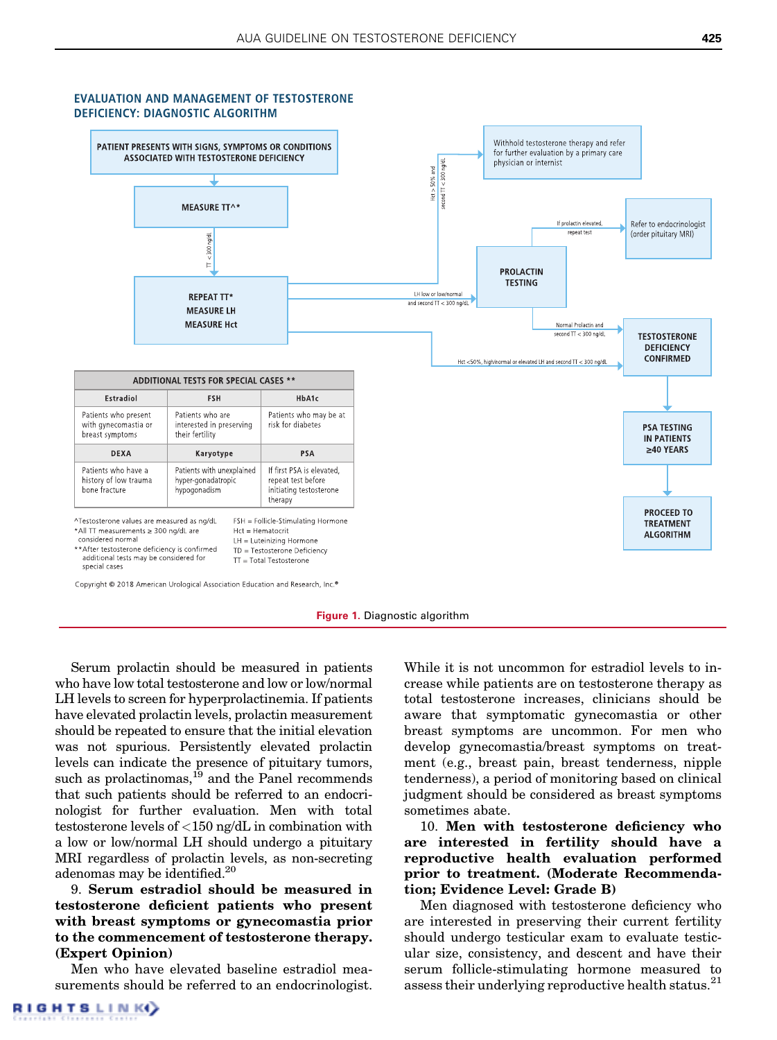## EVALUATION AND MANAGEMENT OF TESTOSTERONE DEFICIENCY: DIAGNOSTIC ALGORITHM

PATIENT PRESENTS WITH SIGNS, SYMPTOMS OR CONDITIONS ASSOCIATED WITH TESTOSTERONE DEFICIENCY

→ MEASURE TT^*

→ (TT < 300 ng/dL) → REPEAT TT* / MEASURE LH / MEASURE Hct

- Hct > 50% and second TT < 300 ng/dL → Withhold testosterone therapy and refer for further evaluation by a primary care physician or internist
- LH low or low/normal and second TT < 300 ng/dL → PROLACTIN TESTING
  - If prolactin elevated, repeat test → Refer to endocrinologist (order pituitary MRI)
  - Normal Prolactin and second TT < 300 ng/dL → TESTOSTERONE DEFICIENCY CONFIRMED
- Hct <50%, high/normal or elevated LH and second TT < 300 ng/dL → TESTOSTERONE DEFICIENCY CONFIRMED

TESTOSTERONE DEFICIENCY CONFIRMED → PSA TESTING IN PATIENTS ≥40 YEARS → PROCEED TO TREATMENT ALGORITHM

| ADDITIONAL TESTS FOR SPECIAL CASES ** | | |
|---|---|---|
| **Estradiol** | **FSH** | **HbA1c** |
| Patients who present with gynecomastia or breast symptoms | Patients who are interested in preserving their fertility | Patients who may be at risk for diabetes |
| **DEXA** | **Karyotype** | **PSA** |
| Patients who have a history of low trauma bone fracture | Patients with unexplained hyper-gonadatropic hypogonadism | If first PSA is elevated, repeat test before initiating testosterone therapy |

^Testosterone values are measured as ng/dL
*All TT measurements ≥ 300 ng/dL are considered normal
**After testosterone deficiency is confirmed additional tests may be considered for special cases

FSH = Follicle-Stimulating Hormone
Hct = Hematocrit
LH = Luteinizing Hormone
TD = Testosterone Deficiency
TT = Total Testosterone

Copyright © 2018 American Urological Association Education and Research, Inc.®

**Figure 1.** Diagnostic algorithm

Serum prolactin should be measured in patients who have low total testosterone and low or low/normal LH levels to screen for hyperprolactinemia. If patients have elevated prolactin levels, prolactin measurement should be repeated to ensure that the initial elevation was not spurious. Persistently elevated prolactin levels can indicate the presence of pituitary tumors, such as prolactinomas,[19] and the Panel recommends that such patients should be referred to an endocrinologist for further evaluation. Men with total testosterone levels of <150 ng/dL in combination with a low or low/normal LH should undergo a pituitary MRI regardless of prolactin levels, as non-secreting adenomas may be identified.[20]

9. **Serum estradiol should be measured in testosterone deficient patients who present with breast symptoms or gynecomastia prior to the commencement of testosterone therapy. (Expert Opinion)**

Men who have elevated baseline estradiol measurements should be referred to an endocrinologist. While it is not uncommon for estradiol levels to increase while patients are on testosterone therapy as total testosterone increases, clinicians should be aware that symptomatic gynecomastia or other breast symptoms are uncommon. For men who develop gynecomastia/breast symptoms on treatment (e.g., breast pain, breast tenderness, nipple tenderness), a period of monitoring based on clinical judgment should be considered as breast symptoms sometimes abate.

10. **Men with testosterone deficiency who are interested in fertility should have a reproductive health evaluation performed prior to treatment. (Moderate Recommendation; Evidence Level: Grade B)**

Men diagnosed with testosterone deficiency who are interested in preserving their current fertility should undergo testicular exam to evaluate testicular size, consistency, and descent and have their serum follicle-stimulating hormone measured to assess their underlying reproductive health status.[21]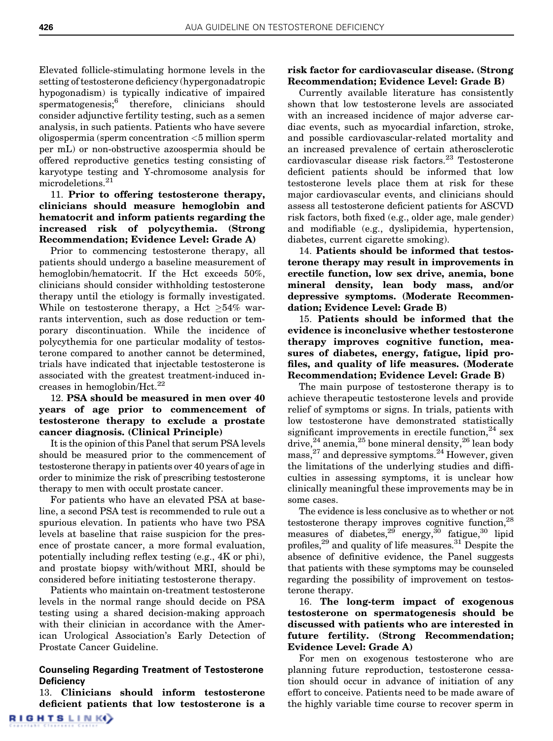Elevated follicle-stimulating hormone levels in the setting of testosterone deficiency (hypergonadatropic hypogonadism) is typically indicative of impaired spermatogenesis;[6] therefore, clinicians should consider adjunctive fertility testing, such as a semen analysis, in such patients. Patients who have severe oligospermia (sperm concentration <5 million sperm per mL) or non-obstructive azoospermia should be offered reproductive genetics testing consisting of karyotype testing and Y-chromosome analysis for microdeletions.[21]

11. **Prior to offering testosterone therapy, clinicians should measure hemoglobin and hematocrit and inform patients regarding the increased risk of polycythemia. (Strong Recommendation; Evidence Level: Grade A)**

Prior to commencing testosterone therapy, all patients should undergo a baseline measurement of hemoglobin/hematocrit. If the Hct exceeds 50%, clinicians should consider withholding testosterone therapy until the etiology is formally investigated. While on testosterone therapy, a Hct ≥54% warrants intervention, such as dose reduction or temporary discontinuation. While the incidence of polycythemia for one particular modality of testosterone compared to another cannot be determined, trials have indicated that injectable testosterone is associated with the greatest treatment-induced increases in hemoglobin/Hct.[22]

12. **PSA should be measured in men over 40 years of age prior to commencement of testosterone therapy to exclude a prostate cancer diagnosis. (Clinical Principle)**

It is the opinion of this Panel that serum PSA levels should be measured prior to the commencement of testosterone therapy in patients over 40 years of age in order to minimize the risk of prescribing testosterone therapy to men with occult prostate cancer.

For patients who have an elevated PSA at baseline, a second PSA test is recommended to rule out a spurious elevation. In patients who have two PSA levels at baseline that raise suspicion for the presence of prostate cancer, a more formal evaluation, potentially including reflex testing (e.g., 4K or phi), and prostate biopsy with/without MRI, should be considered before initiating testosterone therapy.

Patients who maintain on-treatment testosterone levels in the normal range should decide on PSA testing using a shared decision-making approach with their clinician in accordance with the American Urological Association's Early Detection of Prostate Cancer Guideline.

### Counseling Regarding Treatment of Testosterone Deficiency

13. **Clinicians should inform testosterone deficient patients that low testosterone is a risk factor for cardiovascular disease. (Strong Recommendation; Evidence Level: Grade B)**

Currently available literature has consistently shown that low testosterone levels are associated with an increased incidence of major adverse cardiac events, such as myocardial infarction, stroke, and possible cardiovascular-related mortality and an increased prevalence of certain atherosclerotic cardiovascular disease risk factors.[23] Testosterone deficient patients should be informed that low testosterone levels place them at risk for these major cardiovascular events, and clinicians should assess all testosterone deficient patients for ASCVD risk factors, both fixed (e.g., older age, male gender) and modifiable (e.g., dyslipidemia, hypertension, diabetes, current cigarette smoking).

14. **Patients should be informed that testosterone therapy may result in improvements in erectile function, low sex drive, anemia, bone mineral density, lean body mass, and/or depressive symptoms. (Moderate Recommendation; Evidence Level: Grade B)**

15. **Patients should be informed that the evidence is inconclusive whether testosterone therapy improves cognitive function, measures of diabetes, energy, fatigue, lipid profiles, and quality of life measures. (Moderate Recommendation; Evidence Level: Grade B)**

The main purpose of testosterone therapy is to achieve therapeutic testosterone levels and provide relief of symptoms or signs. In trials, patients with low testosterone have demonstrated statistically significant improvements in erectile function,[24] sex drive,[24] anemia,[25] bone mineral density,[26] lean body mass,[27] and depressive symptoms.[24] However, given the limitations of the underlying studies and difficulties in assessing symptoms, it is unclear how clinically meaningful these improvements may be in some cases.

The evidence is less conclusive as to whether or not testosterone therapy improves cognitive function,[28] measures of diabetes,[29] energy,[30] fatigue,[30] lipid profiles,[29] and quality of life measures.[31] Despite the absence of definitive evidence, the Panel suggests that patients with these symptoms may be counseled regarding the possibility of improvement on testosterone therapy.

16. **The long-term impact of exogenous testosterone on spermatogenesis should be discussed with patients who are interested in future fertility. (Strong Recommendation; Evidence Level: Grade A)**

For men on exogenous testosterone who are planning future reproduction, testosterone cessation should occur in advance of initiation of any effort to conceive. Patients need to be made aware of the highly variable time course to recover sperm in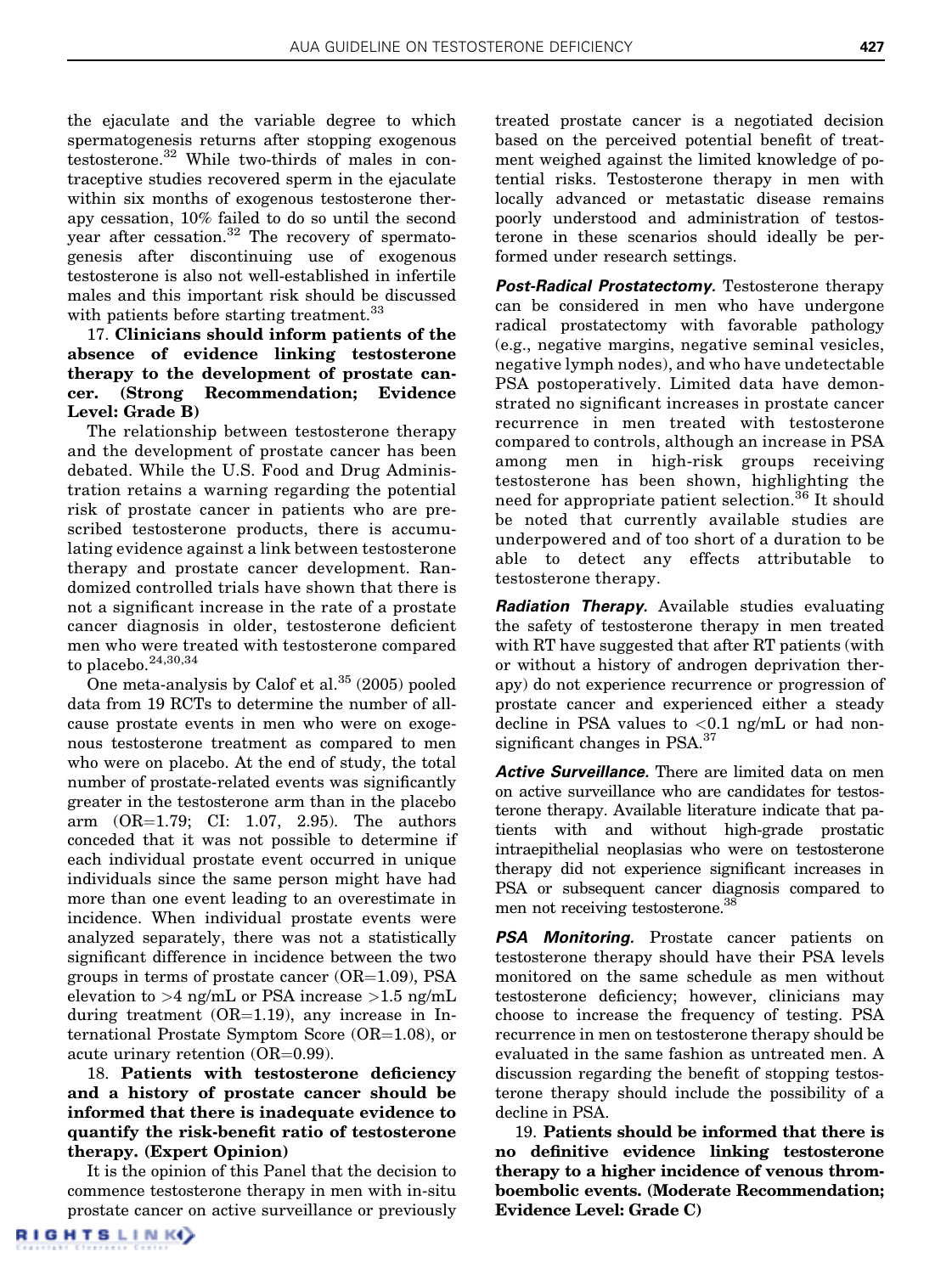the ejaculate and the variable degree to which spermatogenesis returns after stopping exogenous testosterone.[32] While two-thirds of males in contraceptive studies recovered sperm in the ejaculate within six months of exogenous testosterone therapy cessation, 10% failed to do so until the second year after cessation.[32] The recovery of spermatogenesis after discontinuing use of exogenous testosterone is also not well-established in infertile males and this important risk should be discussed with patients before starting treatment.[33]

17. **Clinicians should inform patients of the absence of evidence linking testosterone therapy to the development of prostate cancer. (Strong Recommendation; Evidence Level: Grade B)**

The relationship between testosterone therapy and the development of prostate cancer has been debated. While the U.S. Food and Drug Administration retains a warning regarding the potential risk of prostate cancer in patients who are prescribed testosterone products, there is accumulating evidence against a link between testosterone therapy and prostate cancer development. Randomized controlled trials have shown that there is not a significant increase in the rate of a prostate cancer diagnosis in older, testosterone deficient men who were treated with testosterone compared to placebo.[24,30,34]

One meta-analysis by Calof et al.[35] (2005) pooled data from 19 RCTs to determine the number of all-cause prostate events in men who were on exogenous testosterone treatment as compared to men who were on placebo. At the end of study, the total number of prostate-related events was significantly greater in the testosterone arm than in the placebo arm (OR=1.79; CI: 1.07, 2.95). The authors conceded that it was not possible to determine if each individual prostate event occurred in unique individuals since the same person might have had more than one event leading to an overestimate in incidence. When individual prostate events were analyzed separately, there was not a statistically significant difference in incidence between the two groups in terms of prostate cancer (OR=1.09), PSA elevation to >4 ng/mL or PSA increase >1.5 ng/mL during treatment (OR=1.19), any increase in International Prostate Symptom Score (OR=1.08), or acute urinary retention (OR=0.99).

18. **Patients with testosterone deficiency and a history of prostate cancer should be informed that there is inadequate evidence to quantify the risk-benefit ratio of testosterone therapy. (Expert Opinion)**

It is the opinion of this Panel that the decision to commence testosterone therapy in men with in-situ prostate cancer on active surveillance or previously treated prostate cancer is a negotiated decision based on the perceived potential benefit of treatment weighed against the limited knowledge of potential risks. Testosterone therapy in men with locally advanced or metastatic disease remains poorly understood and administration of testosterone in these scenarios should ideally be performed under research settings.

***Post-Radical Prostatectomy.*** Testosterone therapy can be considered in men who have undergone radical prostatectomy with favorable pathology (e.g., negative margins, negative seminal vesicles, negative lymph nodes), and who have undetectable PSA postoperatively. Limited data have demonstrated no significant increases in prostate cancer recurrence in men treated with testosterone compared to controls, although an increase in PSA among men in high-risk groups receiving testosterone has been shown, highlighting the need for appropriate patient selection.[36] It should be noted that currently available studies are underpowered and of too short of a duration to be able to detect any effects attributable to testosterone therapy.

***Radiation Therapy.*** Available studies evaluating the safety of testosterone therapy in men treated with RT have suggested that after RT patients (with or without a history of androgen deprivation therapy) do not experience recurrence or progression of prostate cancer and experienced either a steady decline in PSA values to <0.1 ng/mL or had non-significant changes in PSA.[37]

***Active Surveillance.*** There are limited data on men on active surveillance who are candidates for testosterone therapy. Available literature indicate that patients with and without high-grade prostatic intraepithelial neoplasias who were on testosterone therapy did not experience significant increases in PSA or subsequent cancer diagnosis compared to men not receiving testosterone.[38]

***PSA Monitoring.*** Prostate cancer patients on testosterone therapy should have their PSA levels monitored on the same schedule as men without testosterone deficiency; however, clinicians may choose to increase the frequency of testing. PSA recurrence in men on testosterone therapy should be evaluated in the same fashion as untreated men. A discussion regarding the benefit of stopping testosterone therapy should include the possibility of a decline in PSA.

19. **Patients should be informed that there is no definitive evidence linking testosterone therapy to a higher incidence of venous thromboembolic events. (Moderate Recommendation; Evidence Level: Grade C)**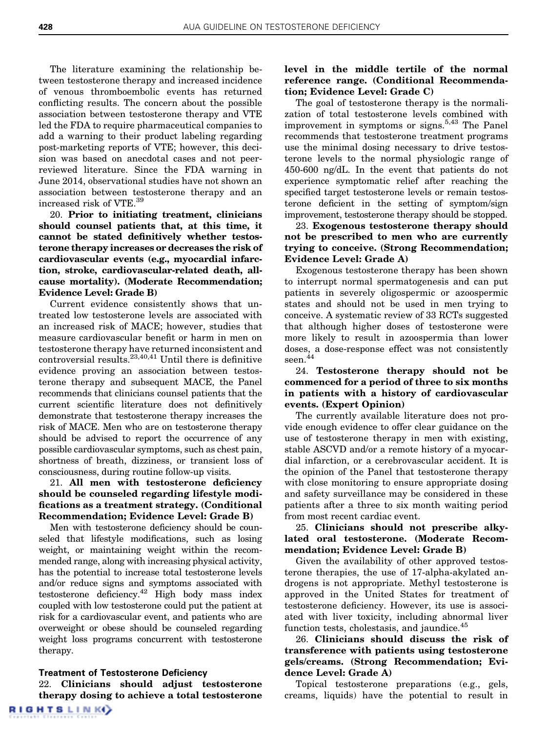The literature examining the relationship between testosterone therapy and increased incidence of venous thromboembolic events has returned conflicting results. The concern about the possible association between testosterone therapy and VTE led the FDA to require pharmaceutical companies to add a warning to their product labeling regarding post-marketing reports of VTE; however, this decision was based on anecdotal cases and not peer-reviewed literature. Since the FDA warning in June 2014, observational studies have not shown an association between testosterone therapy and an increased risk of VTE.[39]

20. **Prior to initiating treatment, clinicians should counsel patients that, at this time, it cannot be stated definitively whether testosterone therapy increases or decreases the risk of cardiovascular events (e.g., myocardial infarction, stroke, cardiovascular-related death, all-cause mortality). (Moderate Recommendation; Evidence Level: Grade B)**

Current evidence consistently shows that untreated low testosterone levels are associated with an increased risk of MACE; however, studies that measure cardiovascular benefit or harm in men on testosterone therapy have returned inconsistent and controversial results.[23,40,41] Until there is definitive evidence proving an association between testosterone therapy and subsequent MACE, the Panel recommends that clinicians counsel patients that the current scientific literature does not definitively demonstrate that testosterone therapy increases the risk of MACE. Men who are on testosterone therapy should be advised to report the occurrence of any possible cardiovascular symptoms, such as chest pain, shortness of breath, dizziness, or transient loss of consciousness, during routine follow-up visits.

21. **All men with testosterone deficiency should be counseled regarding lifestyle modifications as a treatment strategy. (Conditional Recommendation; Evidence Level: Grade B)**

Men with testosterone deficiency should be counseled that lifestyle modifications, such as losing weight, or maintaining weight within the recommended range, along with increasing physical activity, has the potential to increase total testosterone levels and/or reduce signs and symptoms associated with testosterone deficiency.[42] High body mass index coupled with low testosterone could put the patient at risk for a cardiovascular event, and patients who are overweight or obese should be counseled regarding weight loss programs concurrent with testosterone therapy.

### Treatment of Testosterone Deficiency

22. **Clinicians should adjust testosterone therapy dosing to achieve a total testosterone level in the middle tertile of the normal reference range. (Conditional Recommendation; Evidence Level: Grade C)**

The goal of testosterone therapy is the normalization of total testosterone levels combined with improvement in symptoms or signs.[5,43] The Panel recommends that testosterone treatment programs use the minimal dosing necessary to drive testosterone levels to the normal physiologic range of 450-600 ng/dL. In the event that patients do not experience symptomatic relief after reaching the specified target testosterone levels or remain testosterone deficient in the setting of symptom/sign improvement, testosterone therapy should be stopped.

23. **Exogenous testosterone therapy should not be prescribed to men who are currently trying to conceive. (Strong Recommendation; Evidence Level: Grade A)**

Exogenous testosterone therapy has been shown to interrupt normal spermatogenesis and can put patients in severely oligospermic or azoospermic states and should not be used in men trying to conceive. A systematic review of 33 RCTs suggested that although higher doses of testosterone were more likely to result in azoospermia than lower doses, a dose-response effect was not consistently seen.[44]

24. **Testosterone therapy should not be commenced for a period of three to six months in patients with a history of cardiovascular events. (Expert Opinion)**

The currently available literature does not provide enough evidence to offer clear guidance on the use of testosterone therapy in men with existing, stable ASCVD and/or a remote history of a myocardial infarction, or a cerebrovascular accident. It is the opinion of the Panel that testosterone therapy with close monitoring to ensure appropriate dosing and safety surveillance may be considered in these patients after a three to six month waiting period from most recent cardiac event.

25. **Clinicians should not prescribe alkylated oral testosterone. (Moderate Recommendation; Evidence Level: Grade B)**

Given the availability of other approved testosterone therapies, the use of 17-alpha-akylated androgens is not appropriate. Methyl testosterone is approved in the United States for treatment of testosterone deficiency. However, its use is associated with liver toxicity, including abnormal liver function tests, cholestasis, and jaundice.[45]

26. **Clinicians should discuss the risk of transference with patients using testosterone gels/creams. (Strong Recommendation; Evidence Level: Grade A)**

Topical testosterone preparations (e.g., gels, creams, liquids) have the potential to result in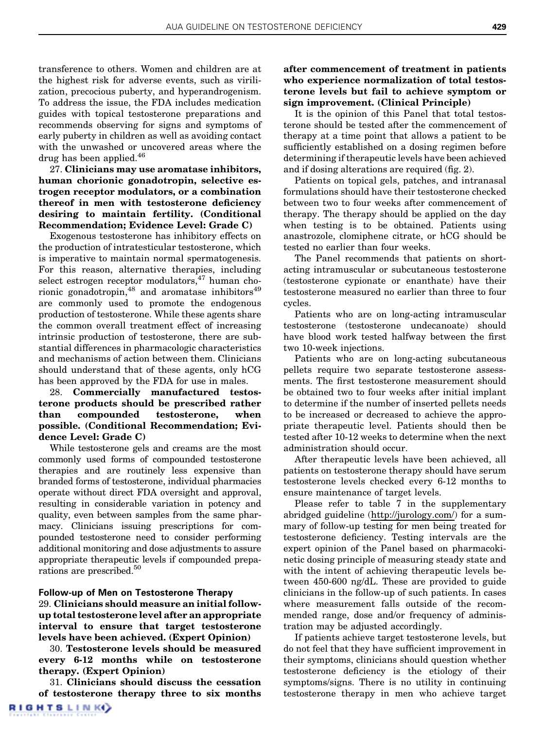transference to others. Women and children are at the highest risk for adverse events, such as virilization, precocious puberty, and hyperandrogenism. To address the issue, the FDA includes medication guides with topical testosterone preparations and recommends observing for signs and symptoms of early puberty in children as well as avoiding contact with the unwashed or uncovered areas where the drug has been applied.[46]

27. **Clinicians may use aromatase inhibitors, human chorionic gonadotropin, selective estrogen receptor modulators, or a combination thereof in men with testosterone deficiency desiring to maintain fertility. (Conditional Recommendation; Evidence Level: Grade C)**

Exogenous testosterone has inhibitory effects on the production of intratesticular testosterone, which is imperative to maintain normal spermatogenesis. For this reason, alternative therapies, including select estrogen receptor modulators,[47] human chorionic gonadotropin,[48] and aromatase inhibitors[49] are commonly used to promote the endogenous production of testosterone. While these agents share the common overall treatment effect of increasing intrinsic production of testosterone, there are substantial differences in pharmacologic characteristics and mechanisms of action between them. Clinicians should understand that of these agents, only hCG has been approved by the FDA for use in males.

28. **Commercially manufactured testosterone products should be prescribed rather than compounded testosterone, when possible. (Conditional Recommendation; Evidence Level: Grade C)**

While testosterone gels and creams are the most commonly used forms of compounded testosterone therapies and are routinely less expensive than branded forms of testosterone, individual pharmacies operate without direct FDA oversight and approval, resulting in considerable variation in potency and quality, even between samples from the same pharmacy. Clinicians issuing prescriptions for compounded testosterone need to consider performing additional monitoring and dose adjustments to assure appropriate therapeutic levels if compounded preparations are prescribed.[50]

### Follow-up of Men on Testosterone Therapy

29. **Clinicians should measure an initial follow-up total testosterone level after an appropriate interval to ensure that target testosterone levels have been achieved. (Expert Opinion)**

30. **Testosterone levels should be measured every 6-12 months while on testosterone therapy. (Expert Opinion)**

31. **Clinicians should discuss the cessation of testosterone therapy three to six months after commencement of treatment in patients who experience normalization of total testosterone levels but fail to achieve symptom or sign improvement. (Clinical Principle)**

It is the opinion of this Panel that total testosterone should be tested after the commencement of therapy at a time point that allows a patient to be sufficiently established on a dosing regimen before determining if therapeutic levels have been achieved and if dosing alterations are required (fig. 2).

Patients on topical gels, patches, and intranasal formulations should have their testosterone checked between two to four weeks after commencement of therapy. The therapy should be applied on the day when testing is to be obtained. Patients using anastrozole, clomiphene citrate, or hCG should be tested no earlier than four weeks.

The Panel recommends that patients on short-acting intramuscular or subcutaneous testosterone (testosterone cypionate or enanthate) have their testosterone measured no earlier than three to four cycles.

Patients who are on long-acting intramuscular testosterone (testosterone undecanoate) should have blood work tested halfway between the first two 10-week injections.

Patients who are on long-acting subcutaneous pellets require two separate testosterone assessments. The first testosterone measurement should be obtained two to four weeks after initial implant to determine if the number of inserted pellets needs to be increased or decreased to achieve the appropriate therapeutic level. Patients should then be tested after 10-12 weeks to determine when the next administration should occur.

After therapeutic levels have been achieved, all patients on testosterone therapy should have serum testosterone levels checked every 6-12 months to ensure maintenance of target levels.

Please refer to table 7 in the supplementary abridged guideline (http://jurology.com/) for a summary of follow-up testing for men being treated for testosterone deficiency. Testing intervals are the expert opinion of the Panel based on pharmacokinetic dosing principle of measuring steady state and with the intent of achieving therapeutic levels between 450-600 ng/dL. These are provided to guide clinicians in the follow-up of such patients. In cases where measurement falls outside of the recommended range, dose and/or frequency of administration may be adjusted accordingly.

If patients achieve target testosterone levels, but do not feel that they have sufficient improvement in their symptoms, clinicians should question whether testosterone deficiency is the etiology of their symptoms/signs. There is no utility in continuing testosterone therapy in men who achieve target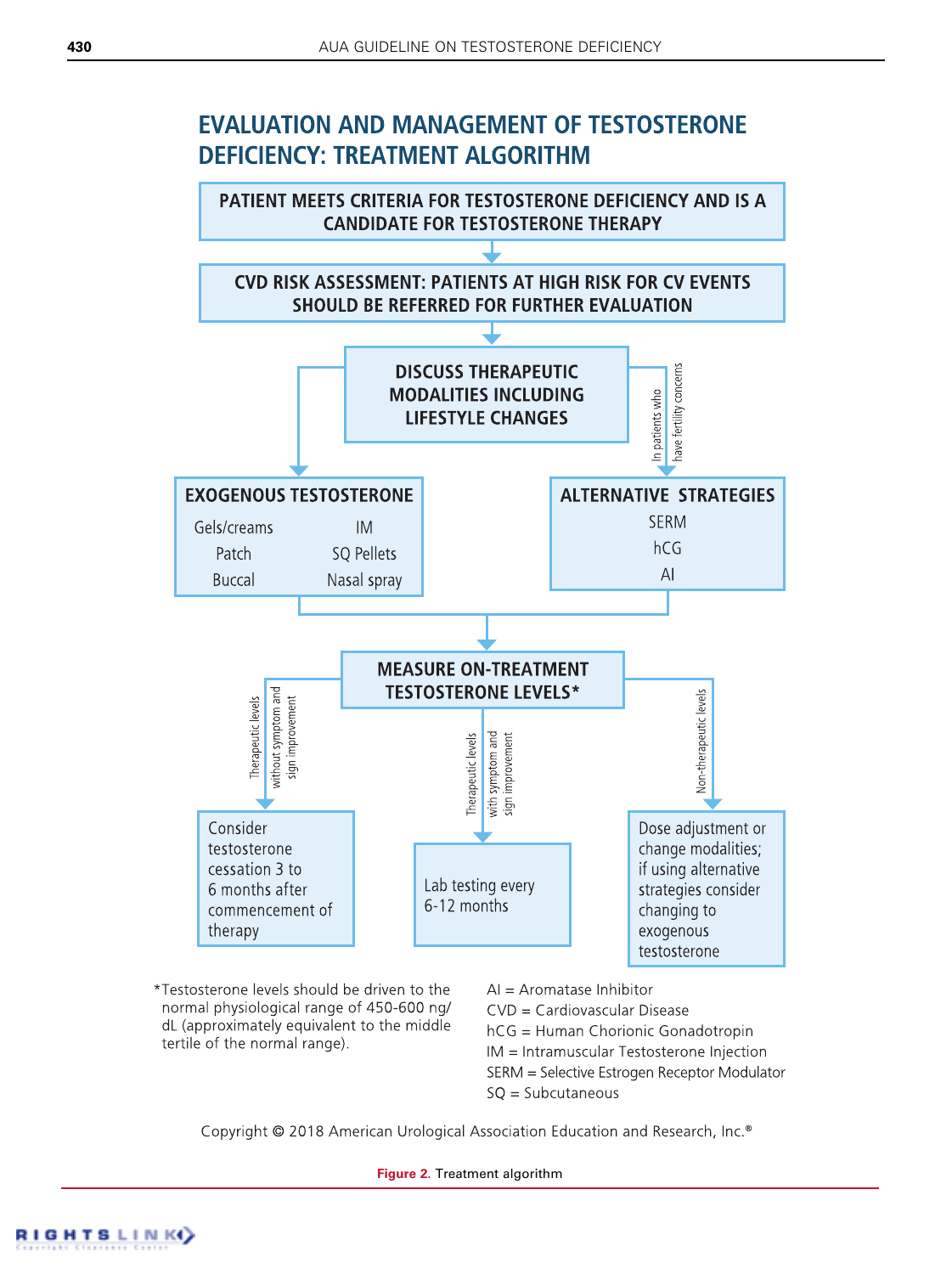# EVALUATION AND MANAGEMENT OF TESTOSTERONE DEFICIENCY: TREATMENT ALGORITHM

**PATIENT MEETS CRITERIA FOR TESTOSTERONE DEFICIENCY AND IS A CANDIDATE FOR TESTOSTERONE THERAPY**

↓

**CVD RISK ASSESSMENT: PATIENTS AT HIGH RISK FOR CV EVENTS SHOULD BE REFERRED FOR FURTHER EVALUATION**

↓

**DISCUSS THERAPEUTIC MODALITIES INCLUDING LIFESTYLE CHANGES**

→ **EXOGENOUS TESTOSTERONE**
- Gels/creams
- IM
- Patch
- SQ Pellets
- Buccal
- Nasal spray

→ In patients who have fertility concerns: **ALTERNATIVE STRATEGIES**
- SERM
- hCG
- AI

↓

**MEASURE ON-TREATMENT TESTOSTERONE LEVELS***

- Therapeutic levels without symptom and sign improvement → Consider testosterone cessation 3 to 6 months after commencement of therapy
- Therapeutic levels with symptom and sign improvement → Lab testing every 6-12 months
- Non-therapeutic levels → Dose adjustment or change modalities; if using alternative strategies consider changing to exogenous testosterone

*Testosterone levels should be driven to the normal physiological range of 450-600 ng/dL (approximately equivalent to the middle tertile of the normal range).

AI = Aromatase Inhibitor
CVD = Cardiovascular Disease
hCG = Human Chorionic Gonadotropin
IM = Intramuscular Testosterone Injection
SERM = Selective Estrogen Receptor Modulator
SQ = Subcutaneous

Copyright © 2018 American Urological Association Education and Research, Inc.®

**Figure 2.** Treatment algorithm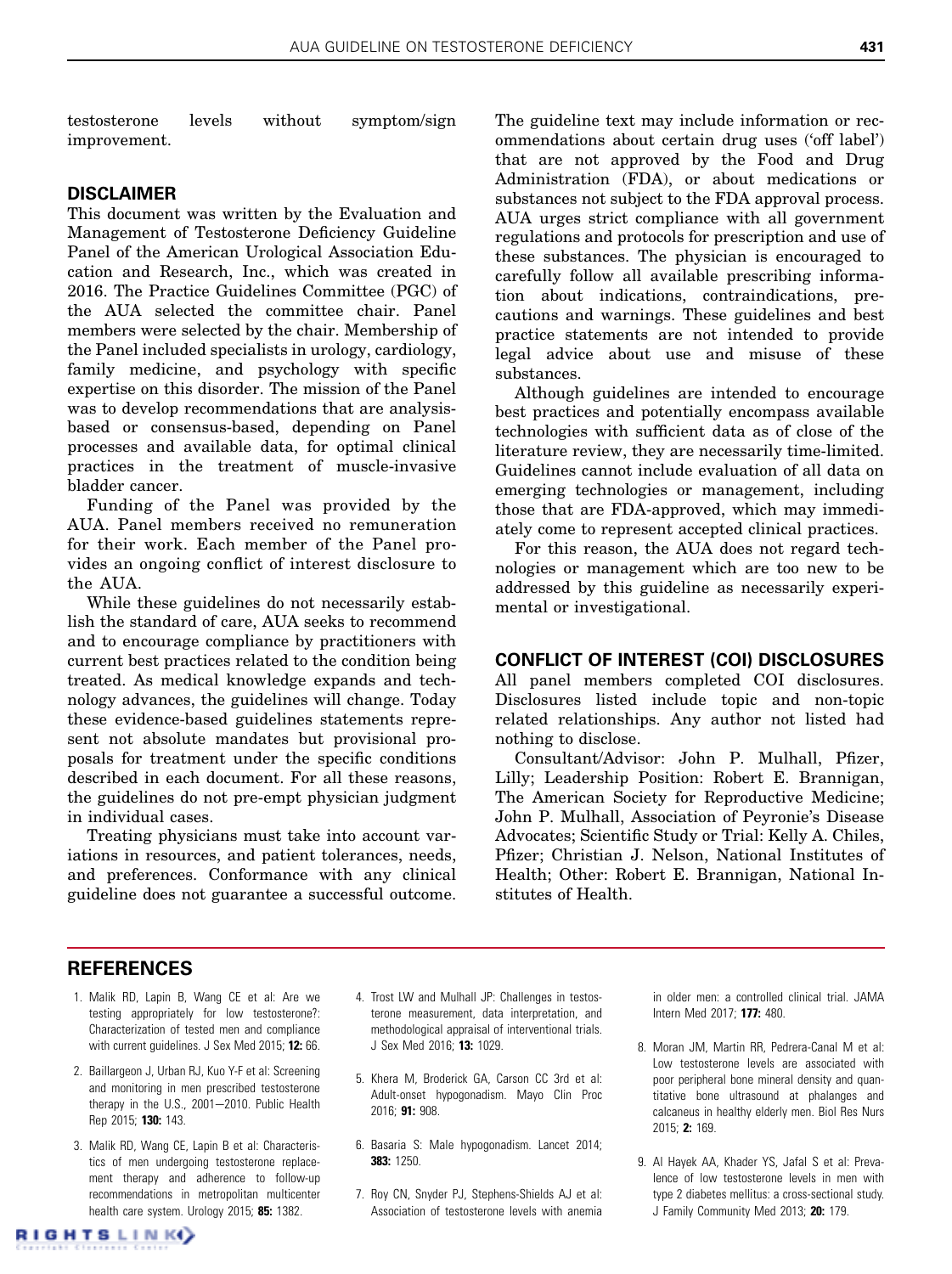testosterone levels without symptom/sign improvement.

## DISCLAIMER

This document was written by the Evaluation and Management of Testosterone Deficiency Guideline Panel of the American Urological Association Education and Research, Inc., which was created in 2016. The Practice Guidelines Committee (PGC) of the AUA selected the committee chair. Panel members were selected by the chair. Membership of the Panel included specialists in urology, cardiology, family medicine, and psychology with specific expertise on this disorder. The mission of the Panel was to develop recommendations that are analysis-based or consensus-based, depending on Panel processes and available data, for optimal clinical practices in the treatment of muscle-invasive bladder cancer.

Funding of the Panel was provided by the AUA. Panel members received no remuneration for their work. Each member of the Panel provides an ongoing conflict of interest disclosure to the AUA.

While these guidelines do not necessarily establish the standard of care, AUA seeks to recommend and to encourage compliance by practitioners with current best practices related to the condition being treated. As medical knowledge expands and technology advances, the guidelines will change. Today these evidence-based guidelines statements represent not absolute mandates but provisional proposals for treatment under the specific conditions described in each document. For all these reasons, the guidelines do not pre-empt physician judgment in individual cases.

Treating physicians must take into account variations in resources, and patient tolerances, needs, and preferences. Conformance with any clinical guideline does not guarantee a successful outcome. The guideline text may include information or recommendations about certain drug uses ('off label') that are not approved by the Food and Drug Administration (FDA), or about medications or substances not subject to the FDA approval process. AUA urges strict compliance with all government regulations and protocols for prescription and use of these substances. The physician is encouraged to carefully follow all available prescribing information about indications, contraindications, precautions and warnings. These guidelines and best practice statements are not intended to provide legal advice about use and misuse of these substances.

Although guidelines are intended to encourage best practices and potentially encompass available technologies with sufficient data as of close of the literature review, they are necessarily time-limited. Guidelines cannot include evaluation of all data on emerging technologies or management, including those that are FDA-approved, which may immediately come to represent accepted clinical practices.

For this reason, the AUA does not regard technologies or management which are too new to be addressed by this guideline as necessarily experimental or investigational.

## CONFLICT OF INTEREST (COI) DISCLOSURES

All panel members completed COI disclosures. Disclosures listed include topic and non-topic related relationships. Any author not listed had nothing to disclose.

Consultant/Advisor: John P. Mulhall, Pfizer, Lilly; Leadership Position: Robert E. Brannigan, The American Society for Reproductive Medicine; John P. Mulhall, Association of Peyronie's Disease Advocates; Scientific Study or Trial: Kelly A. Chiles, Pfizer; Christian J. Nelson, National Institutes of Health; Other: Robert E. Brannigan, National Institutes of Health.

## REFERENCES

1. Malik RD, Lapin B, Wang CE et al: Are we testing appropriately for low testosterone?: Characterization of tested men and compliance with current guidelines. J Sex Med 2015; **12:** 66.
2. Baillargeon J, Urban RJ, Kuo Y-F et al: Screening and monitoring in men prescribed testosterone therapy in the U.S., 2001—2010. Public Health Rep 2015; **130:** 143.
3. Malik RD, Wang CE, Lapin B et al: Characteristics of men undergoing testosterone replacement therapy and adherence to follow-up recommendations in metropolitan multicenter health care system. Urology 2015; **85:** 1382.
4. Trost LW and Mulhall JP: Challenges in testosterone measurement, data interpretation, and methodological appraisal of interventional trials. J Sex Med 2016; **13:** 1029.
5. Khera M, Broderick GA, Carson CC 3rd et al: Adult-onset hypogonadism. Mayo Clin Proc 2016; **91:** 908.
6. Basaria S: Male hypogonadism. Lancet 2014; **383:** 1250.
7. Roy CN, Snyder PJ, Stephens-Shields AJ et al: Association of testosterone levels with anemia in older men: a controlled clinical trial. JAMA Intern Med 2017; **177:** 480.
8. Moran JM, Martin RR, Pedrera-Canal M et al: Low testosterone levels are associated with poor peripheral bone mineral density and quantitative bone ultrasound at phalanges and calcaneus in healthy elderly men. Biol Res Nurs 2015; **2:** 169.
9. Al Hayek AA, Khader YS, Jafal S et al: Prevalence of low testosterone levels in men with type 2 diabetes mellitus: a cross-sectional study. J Family Community Med 2013; **20:** 179.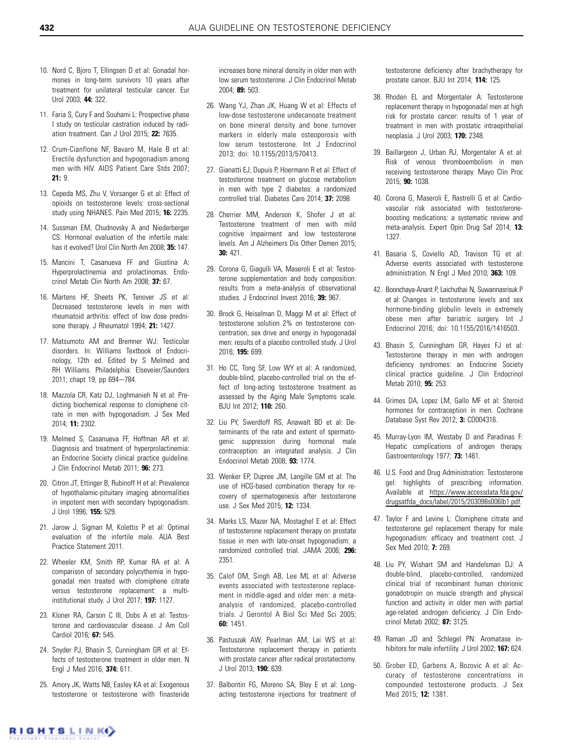10. Nord C, Bjoro T, Ellingsen D et al: Gonadal hormones in long-term survivors 10 years after treatment for unilateral testicular cancer. Eur Urol 2003; **44:** 322.

11. Faria S, Cury F and Souhami L: Prospective phase I study on testicular castration induced by radiation treatment. Can J Urol 2015; **22:** 7635.

12. Crum-Cianflone NF, Bavaro M, Hale B et al: Erectile dysfunction and hypogonadism among men with HIV. AIDS Patient Care Stds 2007; **21:** 9.

13. Cepeda MS, Zhu V, Vorsanger G et al: Effect of opioids on testosterone levels: cross-sectional study using NHANES. Pain Med 2015; **16:** 2235.

14. Sussman EM, Chudnovsky A and Niederberger CS: Hormonal evaluation of the infertile male: has it evolved? Urol Clin North Am 2008; **35:** 147.

15. Mancini T, Casanueva FF and Giustina A: Hyperprolactinemia and prolactinomas. Endocrinol Metab Clin North Am 2008; **37:** 67.

16. Martens HF, Sheets PK, Tenover JS et al: Decreased testosterone levels in men with rheumatoid arthritis: effect of low dose prednisone therapy. J Rheumatol 1994; **21:** 1427.

17. Matsumoto AM and Bremner WJ: Testicular disorders. In: Williams Textbook of Endocrinology, 12th ed. Edited by S Melmed and RH Williams. Philadelphia: Elseveier/Saunders 2011; chapt 19, pp 694—784.

18. Mazzola CR, Katz DJ, Loghmanieh N et al: Predicting biochemical response to clomiphene citrate in men with hypogonadism. J Sex Med 2014; **11:** 2302.

19. Melmed S, Casanueva FF, Hoffman AR et al: Diagnosis and treatment of hyperprolactinemia: an Endocrine Society clinical practice guideline. J Clin Endocrinol Metab 2011; **96:** 273.

20. Citron JT, Ettinger B, Rubinoff H et al: Prevalence of hypothalamic-pituitary imaging abnormalities in impotent men with secondary hypogonadism. J Urol 1996; **155:** 529.

21. Jarow J, Sigman M, Kolettis P et al: Optimal evaluation of the infertile male. AUA Best Practice Statement 2011.

22. Wheeler KM, Smith RP, Kumar RA et al: A comparison of secondary polycythemia in hypogonadal men treated with clomiphene citrate versus testosterone replacement: a multi-institutional study. J Urol 2017; **197:** 1127.

23. Kloner RA, Carson C III, Dobs A et al: Testosterone and cardiovascular disease. J Am Coll Cardiol 2016; **67:** 545.

24. Snyder PJ, Bhasin S, Cunningham GR et al: Effects of testosterone treatment in older men. N Engl J Med 2016; **374:** 611.

25. Amory JK, Watts NB, Easley KA et al: Exogenous testosterone or testosterone with finasteride increases bone mineral density in older men with low serum testosterone. J Clin Endocrinol Metab 2004; **89:** 503.

26. Wang YJ, Zhan JK, Huang W et al: Effects of low-dose testosterone undecanoate treatment on bone mineral density and bone turnover markers in elderly male osteoporosis with low serum testosterone. Int J Endocrinol 2013; doi: 10.1155/2013/570413.

27. Gianatti EJ, Dupuis P, Hoermann R et al: Effect of testosterone treatment on glucose metabolism in men with type 2 diabetes: a randomized controlled trial. Diabetes Care 2014; **37:** 2098.

28. Cherrier MM, Anderson K, Shofer J et al: Testosterone treatment of men with mild cognitive impairment and low testosterone levels. Am J Alzheimers Dis Other Demen 2015; **30:** 421.

29. Corona G, Giagulli VA, Maseroli E et al: Testosterone supplementation and body composition: results from a meta-analysis of observational studies. J Endocrinol Invest 2016; **39:** 967.

30. Brock G, Heiselman D, Maggi M et al: Effect of testosterone solution 2% on testosterone concentration, sex drive and energy in hypogonadal men: results of a placebo controlled study. J Urol 2016; **195:** 699.

31. Ho CC, Tong SF, Low WY et al: A randomized, double-blind, placebo-controlled trial on the effect of long-acting testosterone treatment as assessed by the Aging Male Symptoms scale. BJU Int 2012; **110:** 260.

32. Liu PY, Swerdloff RS, Anawalt BD et al: Determinants of the rate and extent of spermatogenic suppression during hormonal male contraception: an integrated analysis. J Clin Endocrinol Metab 2008; **93:** 1774.

33. Wenker EP, Dupree JM, Langille GM et al: The use of HCG-based combination therapy for recovery of spermatogenesis after testosterone use. J Sex Med 2015; **12:** 1334.

34. Marks LS, Mazer NA, Mostaghel E et al: Effect of testosterone replacement therapy on prostate tissue in men with late-onset hypogonadism: a randomized controlled trial. JAMA 2006; **296:** 2351.

35. Calof OM, Singh AB, Lee ML et al: Adverse events associated with testosterone replacement in middle-aged and older men: a meta-analysis of randomized, placebo-controlled trials. J Gerontol A Biol Sci Med Sci 2005; **60:** 1451.

36. Pastuszak AW, Pearlman AM, Lai WS et al: Testosterone replacement therapy in patients with prostate cancer after radical prostatectomy. J Urol 2013; **190:** 639.

37. Balbontin FG, Moreno SA, Bley E et al: Long-acting testosterone injections for treatment of testosterone deficiency after brachytherapy for prostate cancer. BJU Int 2014; **114:** 125.

38. Rhoden EL and Morgentaler A: Testosterone replacement therapy in hypogonadal men at high risk for prostate cancer: results of 1 year of treatment in men with prostatic intraepithelial neoplasia. J Urol 2003; **170:** 2348.

39. Baillargeon J, Urban RJ, Morgentaler A et al: Risk of venous thromboembolism in men receiving testosterone therapy. Mayo Clin Proc 2015; **90:** 1038.

40. Corona G, Maseroli E, Rastrelli G et al: Cardiovascular risk associated with testosterone-boosting medications: a systematic review and meta-analysis. Expert Opin Drug Saf 2014; **13:** 1327.

41. Basaria S, Coviello AD, Travison TG et al: Adverse events associated with testosterone administration. N Engl J Med 2010; **363:** 109.

42. Boonchaya-Anant P, Laichuthai N, Suwannasrisuk P et al: Changes in testosterone levels and sex hormone-binding globulin levels in extremely obese men after bariatric surgery. Int J Endocrinol 2016; doi: 10.1155/2016/1416503.

43. Bhasin S, Cunningham GR, Hayes FJ et al: Testosterone therapy in men with androgen deficiency syndromes: an Endocrine Society clinical practice guideline. J Clin Endocrinol Metab 2010; **95:** 253.

44. Grimes DA, Lopez LM, Gallo MF et al: Steroid hormones for contraception in men. Cochrane Database Syst Rev 2012; **3:** CD004316.

45. Murray-Lyon IM, Westaby D and Paradinas F: Hepatic complications of androgen therapy. Gastroenterology 1977; **73:** 1461.

46. U.S. Food and Drug Administration: Testosterone gel: highlights of prescribing information. Available at https://www.accessdata.fda.gov/drugsatfda_docs/label/2015/203098s006lb1.pdf.

47. Taylor F and Levine L: Clomiphene citrate and testosterone gel replacement therapy for male hypogonadism: efficacy and treatment cost. J Sex Med 2010; **7:** 269.

48. Liu PY, Wishart SM and Handelsman DJ: A double-blind, placebo-controlled, randomized clinical trial of recombinant human chorionic gonadotropin on muscle strength and physical function and activity in older men with partial age-related androgen deficiency. J Clin Endocrinol Metab 2002; **87:** 3125.

49. Raman JD and Schlegel PN: Aromatase inhibitors for male infertility. J Urol 2002; **167:** 624.

50. Grober ED, Garbens A, Bozovic A et al: Accuracy of testosterone concentrations in compounded testosterone products. J Sex Med 2015; **12:** 1381.